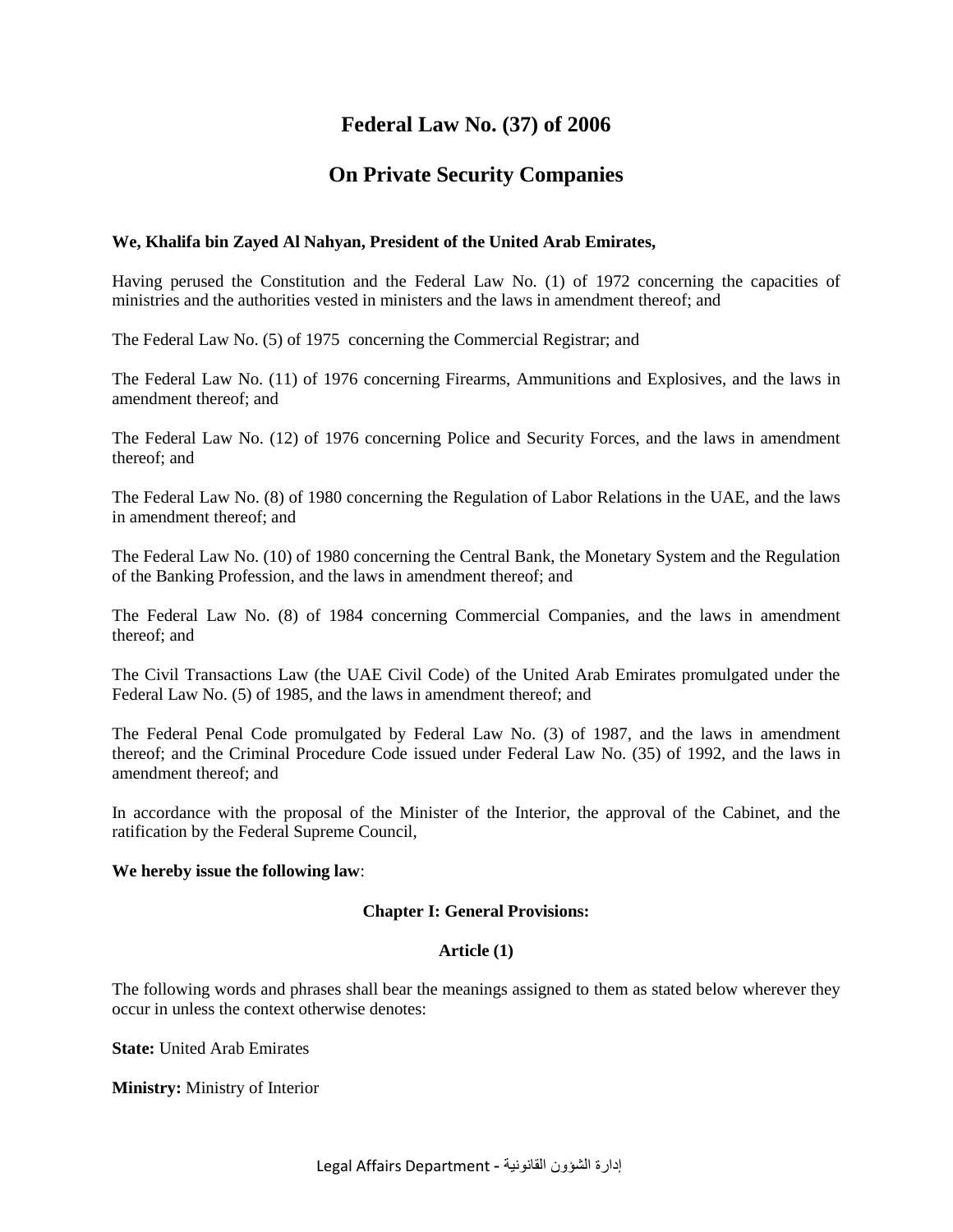# Federal Law No. (37) of 2006

# On Private Security Companies

**We, Khalifa bin Zayed Al Nahyan, President of the United Arab Emirates,**

Having perused the Constitution and the Federal Law No. (1) of 1972 concerning the capacities of ministries and the authorities vested in ministers and the laws in amendment thereof; and

The Federal Law No. (5) of 1975 concerning the Commercial Registrar; and

The Federal Law No. (11) of 1976 concerning Firearms, Ammunitions and Explosives, and the laws in amendment thereof; and

The Federal Law No. (12) of 1976 concerning Police and Security Forces, and the laws in amendment thereof; and

The Federal Law No. (8) of 1980 concerning the Regulation of Labor Relations in the UAE, and the laws in amendment thereof; and

The Federal Law No. (10) of 1980 concerning the Central Bank, the Monetary System and the Regulation of the Banking Profession, and the laws in amendment thereof; and

The Federal Law No. (8) of 1984 concerning Commercial Companies, and the laws in amendment thereof; and

The Civil Transactions Law (the UAE Civil Code) of the United Arab Emirates promulgated under the Federal Law No. (5) of 1985, and the laws in amendment thereof; and

The Federal Penal Code promulgated by Federal Law No. (3) of 1987, and the laws in amendment thereof; and the Criminal Procedure Code issued under Federal Law No. (35) of 1992, and the laws in amendment thereof; and

In accordance with the proposal of the Minister of the Interior, the approval of the Cabinet, and the ratification by the Federal Supreme Council,

**We hereby issue the following law**:

### Chapter I: General Provisions:

#### Article (1)

The following words and phrases shall bear the meanings assigned to them as stated below wherever they occur in unless the context otherwise denotes:

**State:** United Arab Emirates

**Ministry:** Ministry of Interior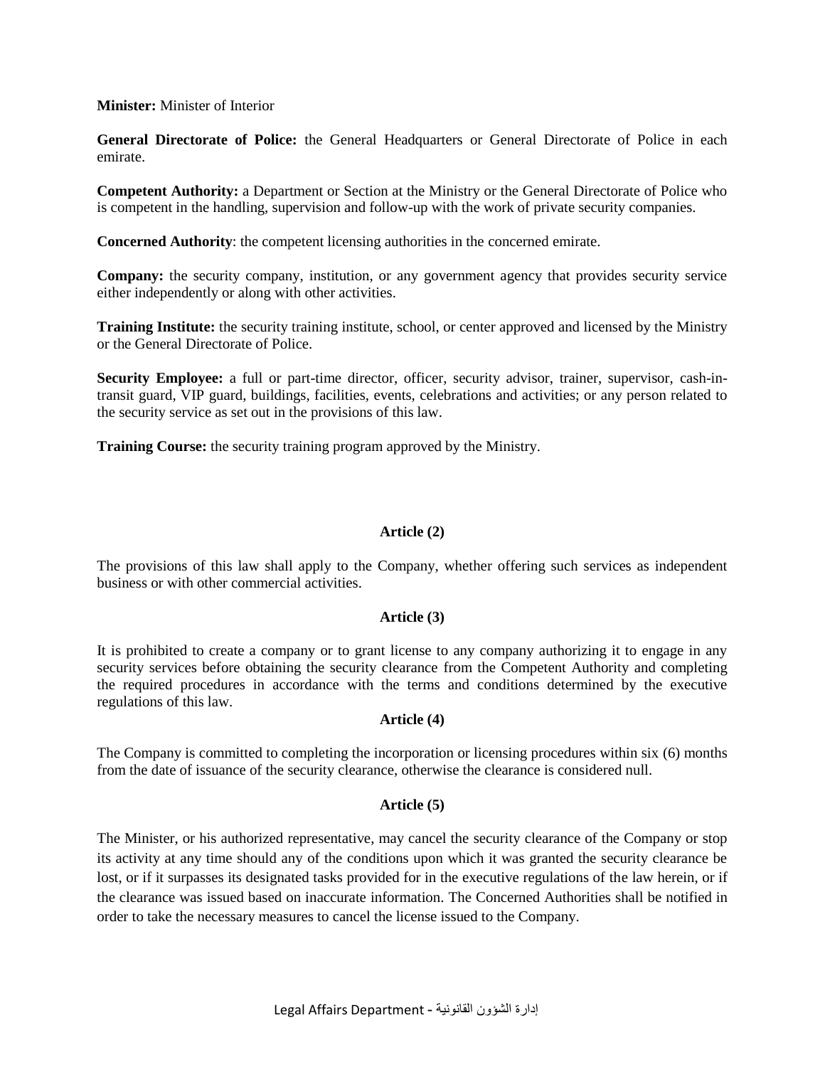**Minister:** Minister of Interior

**General Directorate of Police:** the General Headquarters or General Directorate of Police in each emirate.

**Competent Authority:** a Department or Section at the Ministry or the General Directorate of Police who is competent in the handling, supervision and follow-up with the work of private security companies.

**Concerned Authority**: the competent licensing authorities in the concerned emirate.

**Company:** the security company, institution, or any government agency that provides security service either independently or along with other activities.

**Training Institute:** the security training institute, school, or center approved and licensed by the Ministry or the General Directorate of Police.

**Security Employee:** a full or part-time director, officer, security advisor, trainer, supervisor, cash-in-transit guard, VIP guard, buildings, facilities, events, celebrations and activities; or any person related to the security service as set out in the provisions of this law.

**Training Course:** the security training program approved by the Ministry.

**Article (2)**

The provisions of this law shall apply to the Company, whether offering such services as independent business or with other commercial activities.

**Article (3)**

It is prohibited to create a company or to grant license to any company authorizing it to engage in any security services before obtaining the security clearance from the Competent Authority and completing the required procedures in accordance with the terms and conditions determined by the executive regulations of this law.

**Article (4)**

The Company is committed to completing the incorporation or licensing procedures within six (6) months from the date of issuance of the security clearance, otherwise the clearance is considered null.

**Article (5)**

The Minister, or his authorized representative, may cancel the security clearance of the Company or stop its activity at any time should any of the conditions upon which it was granted the security clearance be lost, or if it surpasses its designated tasks provided for in the executive regulations of the law herein, or if the clearance was issued based on inaccurate information. The Concerned Authorities shall be notified in order to take the necessary measures to cancel the license issued to the Company.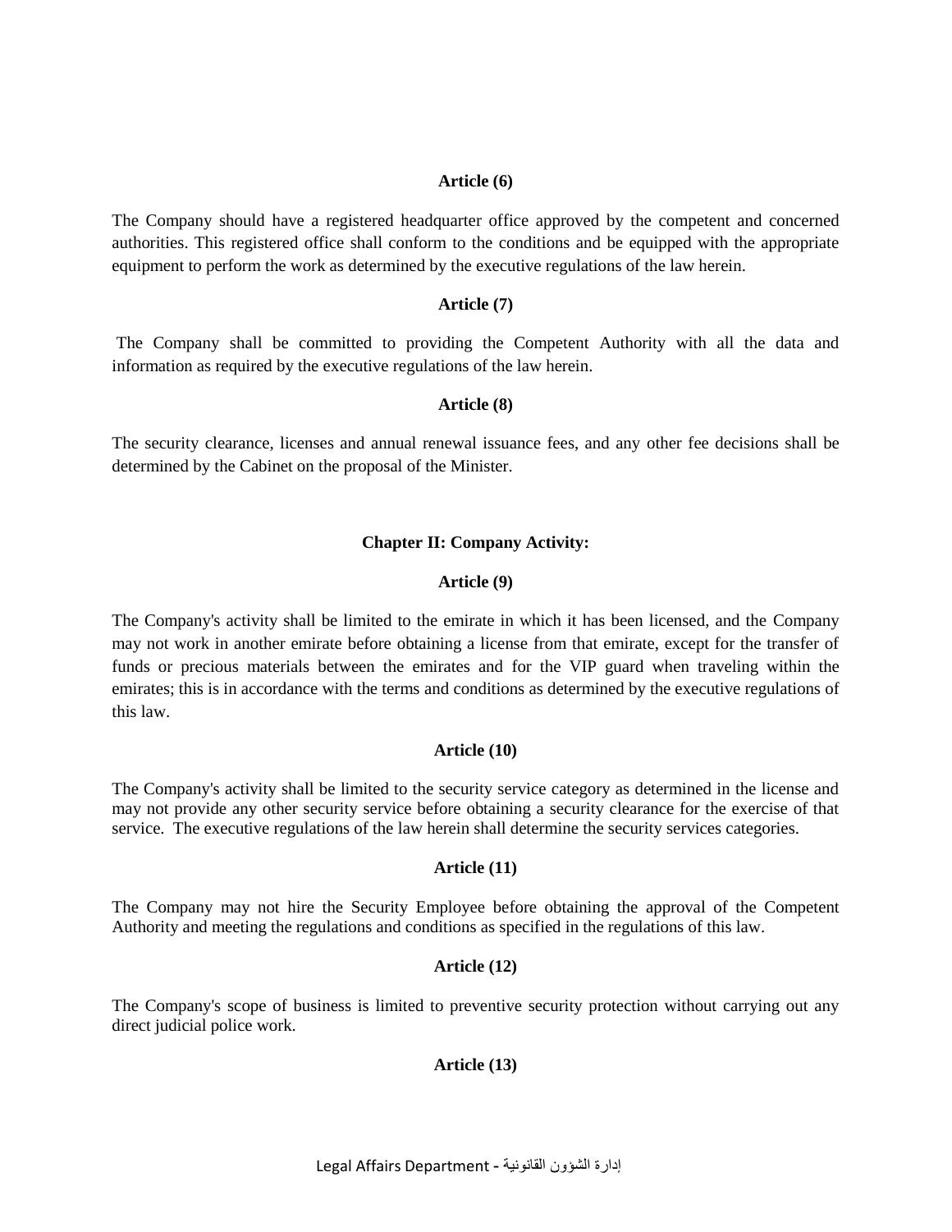### Article (6)

The Company should have a registered headquarter office approved by the competent and concerned authorities. This registered office shall conform to the conditions and be equipped with the appropriate equipment to perform the work as determined by the executive regulations of the law herein.

### Article (7)

The Company shall be committed to providing the Competent Authority with all the data and information as required by the executive regulations of the law herein.

### Article (8)

The security clearance, licenses and annual renewal issuance fees, and any other fee decisions shall be determined by the Cabinet on the proposal of the Minister.

## Chapter II: Company Activity:

### Article (9)

The Company's activity shall be limited to the emirate in which it has been licensed, and the Company may not work in another emirate before obtaining a license from that emirate, except for the transfer of funds or precious materials between the emirates and for the VIP guard when traveling within the emirates; this is in accordance with the terms and conditions as determined by the executive regulations of this law.

### Article (10)

The Company's activity shall be limited to the security service category as determined in the license and may not provide any other security service before obtaining a security clearance for the exercise of that service. The executive regulations of the law herein shall determine the security services categories.

### Article (11)

The Company may not hire the Security Employee before obtaining the approval of the Competent Authority and meeting the regulations and conditions as specified in the regulations of this law.

### Article (12)

The Company's scope of business is limited to preventive security protection without carrying out any direct judicial police work.

### Article (13)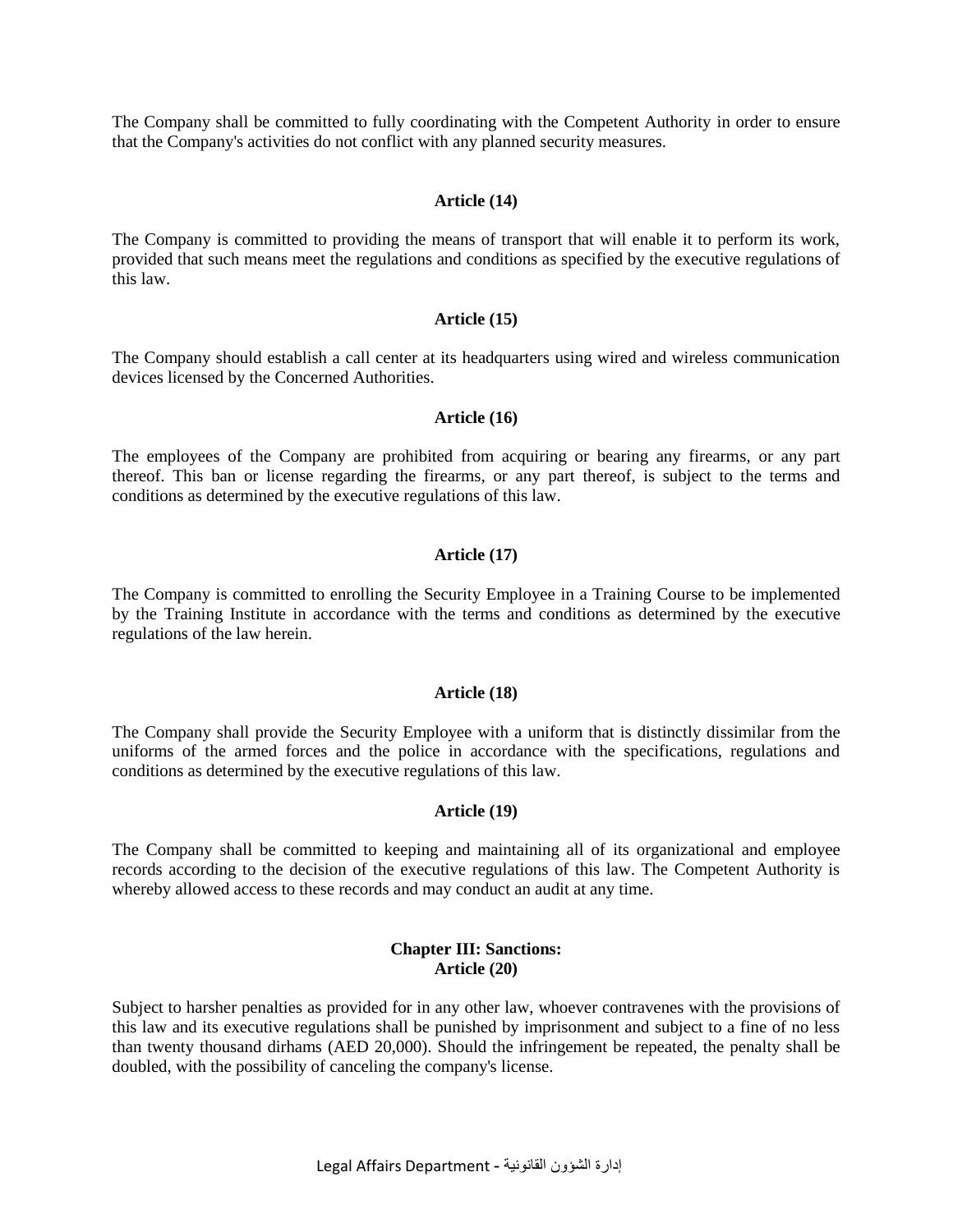The Company shall be committed to fully coordinating with the Competent Authority in order to ensure that the Company's activities do not conflict with any planned security measures.

**Article (14)**

The Company is committed to providing the means of transport that will enable it to perform its work, provided that such means meet the regulations and conditions as specified by the executive regulations of this law.

**Article (15)**

The Company should establish a call center at its headquarters using wired and wireless communication devices licensed by the Concerned Authorities.

**Article (16)**

The employees of the Company are prohibited from acquiring or bearing any firearms, or any part thereof. This ban or license regarding the firearms, or any part thereof, is subject to the terms and conditions as determined by the executive regulations of this law.

**Article (17)**

The Company is committed to enrolling the Security Employee in a Training Course to be implemented by the Training Institute in accordance with the terms and conditions as determined by the executive regulations of the law herein.

**Article (18)**

The Company shall provide the Security Employee with a uniform that is distinctly dissimilar from the uniforms of the armed forces and the police in accordance with the specifications, regulations and conditions as determined by the executive regulations of this law.

**Article (19)**

The Company shall be committed to keeping and maintaining all of its organizational and employee records according to the decision of the executive regulations of this law. The Competent Authority is whereby allowed access to these records and may conduct an audit at any time.

**Chapter III: Sanctions:**
**Article (20)**

Subject to harsher penalties as provided for in any other law, whoever contravenes with the provisions of this law and its executive regulations shall be punished by imprisonment and subject to a fine of no less than twenty thousand dirhams (AED 20,000). Should the infringement be repeated, the penalty shall be doubled, with the possibility of canceling the company's license.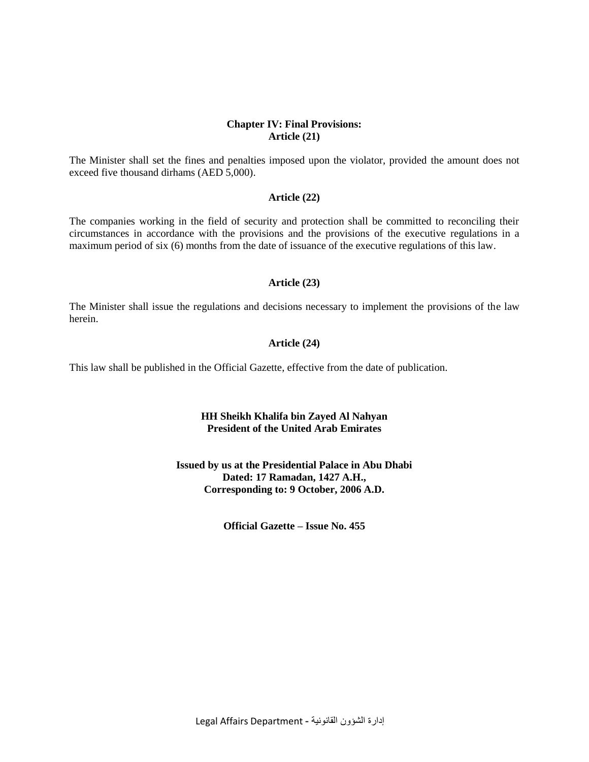**Chapter IV: Final Provisions:**
**Article (21)**

The Minister shall set the fines and penalties imposed upon the violator, provided the amount does not exceed five thousand dirhams (AED 5,000).

**Article (22)**

The companies working in the field of security and protection shall be committed to reconciling their circumstances in accordance with the provisions and the provisions of the executive regulations in a maximum period of six (6) months from the date of issuance of the executive regulations of this law.

**Article (23)**

The Minister shall issue the regulations and decisions necessary to implement the provisions of the law herein.

**Article (24)**

This law shall be published in the Official Gazette, effective from the date of publication.

**HH Sheikh Khalifa bin Zayed Al Nahyan**
**President of the United Arab Emirates**

**Issued by us at the Presidential Palace in Abu Dhabi**
**Dated: 17 Ramadan, 1427 A.H.,**
**Corresponding to: 9 October, 2006 A.D.**

**Official Gazette – Issue No. 455**